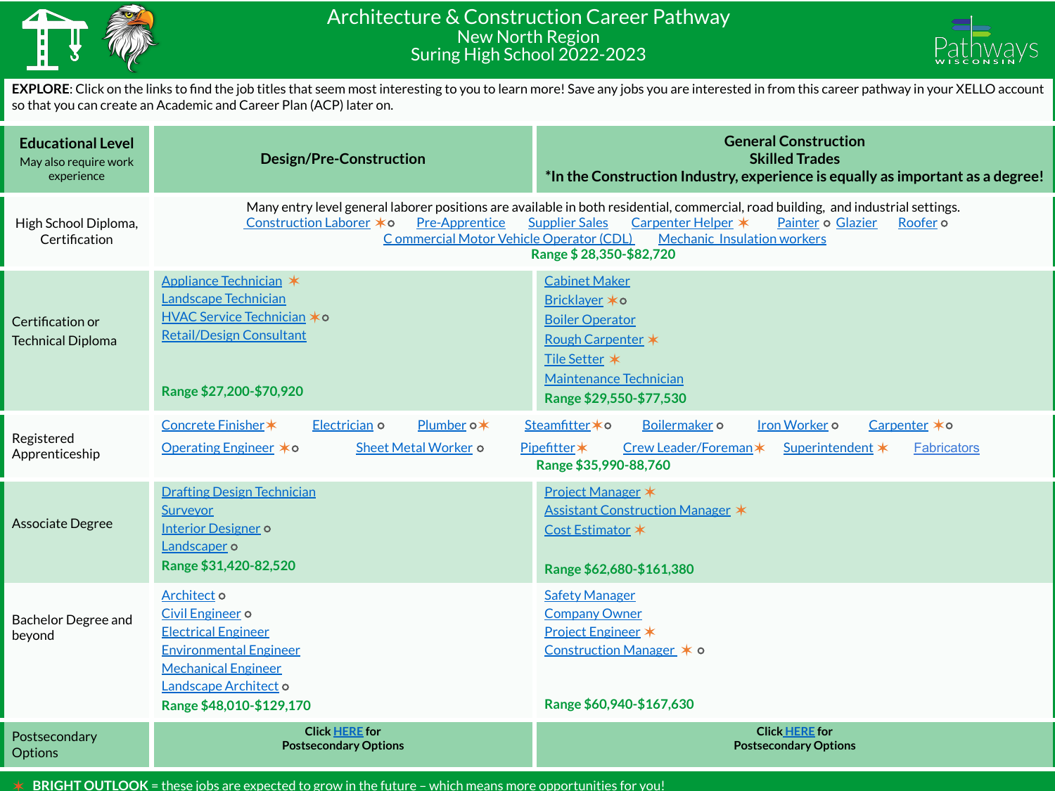# Architecture & Construction Career Pathway

## New North Region

## Suring High School 2022-2023

**EXPLORE**: Click on the links to find the job titles that seem most interesting to you to learn more! Save any jobs you are interested in from this career pathway in your XELLO account so that you can create an Academic and Career Plan (ACP) later on.

| Educational Level (May also require work experience) | Design/Pre-Construction | General Construction Skilled Trades *In the Construction Industry, experience is equally as important as a degree! |
|---|---|---|
| High School Diploma, Certification | Many entry level general laborer positions are available in both residential, commercial, road building, and industrial settings. Construction Laborer ✶ o, Pre-Apprentice, Supplier Sales, Carpenter Helper ✶, Painter o, Glazier, Roofer o, Commercial Motor Vehicle Operator (CDL), Mechanic Insulation workers **Range $ 28,350-$82,720** | |
| Certification or Technical Diploma | Appliance Technician ✶<br>Landscape Technician<br>HVAC Service Technician ✶ o<br>Retail/Design Consultant<br>**Range $27,200-$70,920** | Cabinet Maker<br>Bricklayer ✶ o<br>Boiler Operator<br>Rough Carpenter ✶<br>Tile Setter ✶<br>Maintenance Technician<br>**Range $29,550-$77,530** |
| Registered Apprenticeship | Concrete Finisher ✶, Electrician o, Plumber o ✶, Steamfitter ✶ o, Boilermaker o, Iron Worker o, Carpenter ✶ o, Operating Engineer ✶ o, Sheet Metal Worker o, Pipefitter ✶, Crew Leader/Foreman ✶, Superintendent ✶, Fabricators **Range $35,990-88,760** | |
| Associate Degree | Drafting Design Technician<br>Surveyor<br>Interior Designer o<br>Landscaper o<br>**Range $31,420-82,520** | Project Manager ✶<br>Assistant Construction Manager ✶<br>Cost Estimator ✶<br>**Range $62,680-$161,380** |
| Bachelor Degree and beyond | Architect o<br>Civil Engineer o<br>Electrical Engineer<br>Environmental Engineer<br>Mechanical Engineer<br>Landscape Architect o<br>**Range $48,010-$129,170** | Safety Manager<br>Company Owner<br>Project Engineer ✶<br>Construction Manager ✶ o<br>**Range $60,940-$167,630** |
| Postsecondary Options | **Click HERE for Postsecondary Options** | **Click HERE for Postsecondary Options** |

✶ **BRIGHT OUTLOOK** = these jobs are expected to grow in the future – which means more opportunities for you!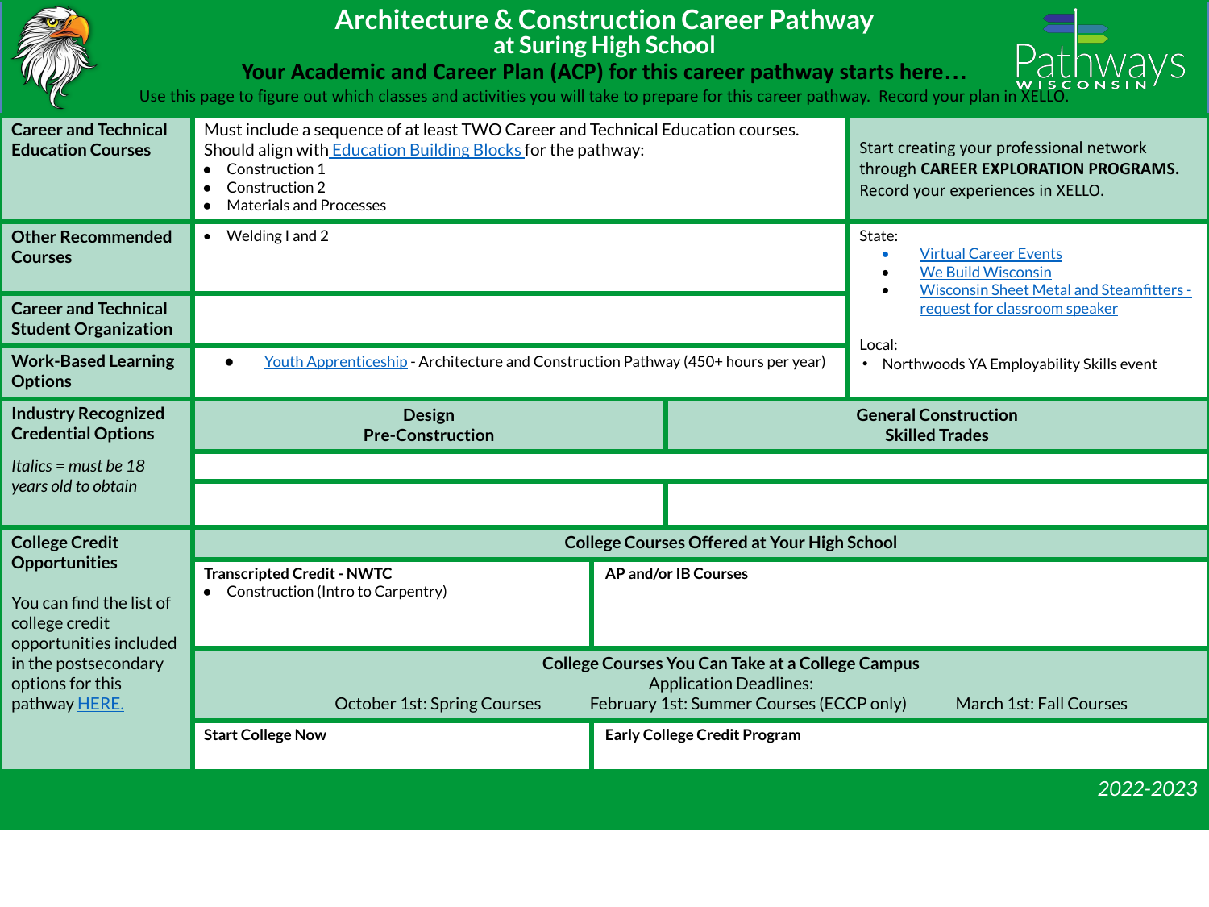# Architecture & Construction Career Pathway

## at Suring High School

**Your Academic and Career Plan (ACP) for this career pathway starts here…**

Use this page to figure out which classes and activities you will take to prepare for this career pathway. Record your plan in XELLO.

| | | |
|---|---|---|
| **Career and Technical Education Courses** | Must include a sequence of at least TWO Career and Technical Education courses. Should align with Education Building Blocks for the pathway:<br>• Construction 1<br>• Construction 2<br>• Materials and Processes | Start creating your professional network through **CAREER EXPLORATION PROGRAMS.** Record your experiences in XELLO. |
| **Other Recommended Courses** | • Welding I and 2 | State:<br>• Virtual Career Events<br>• We Build Wisconsin<br>• Wisconsin Sheet Metal and Steamfitters - request for classroom speaker<br><br>Local:<br>• Northwoods YA Employability Skills event |
| **Career and Technical Student Organization** | | |
| **Work-Based Learning Options** | • Youth Apprenticeship - Architecture and Construction Pathway (450+ hours per year) | |

| | | |
|---|---|---|
| **Industry Recognized Credential Options**<br><br>*Italics = must be 18 years old to obtain* | **Design Pre-Construction** | **General Construction Skilled Trades** |
| | | |
| | | |

**College Credit Opportunities**

You can find the list of college credit opportunities included in the postsecondary options for this pathway HERE.

**College Courses Offered at Your High School**

| **Transcripted Credit - NWTC** | **AP and/or IB Courses** |
|---|---|
| • Construction (Intro to Carpentry) | |

**College Courses You Can Take at a College Campus**

Application Deadlines:

October 1st: Spring Courses — February 1st: Summer Courses (ECCP only) — March 1st: Fall Courses

| **Start College Now** | **Early College Credit Program** |
|---|---|
| | |

*2022-2023*